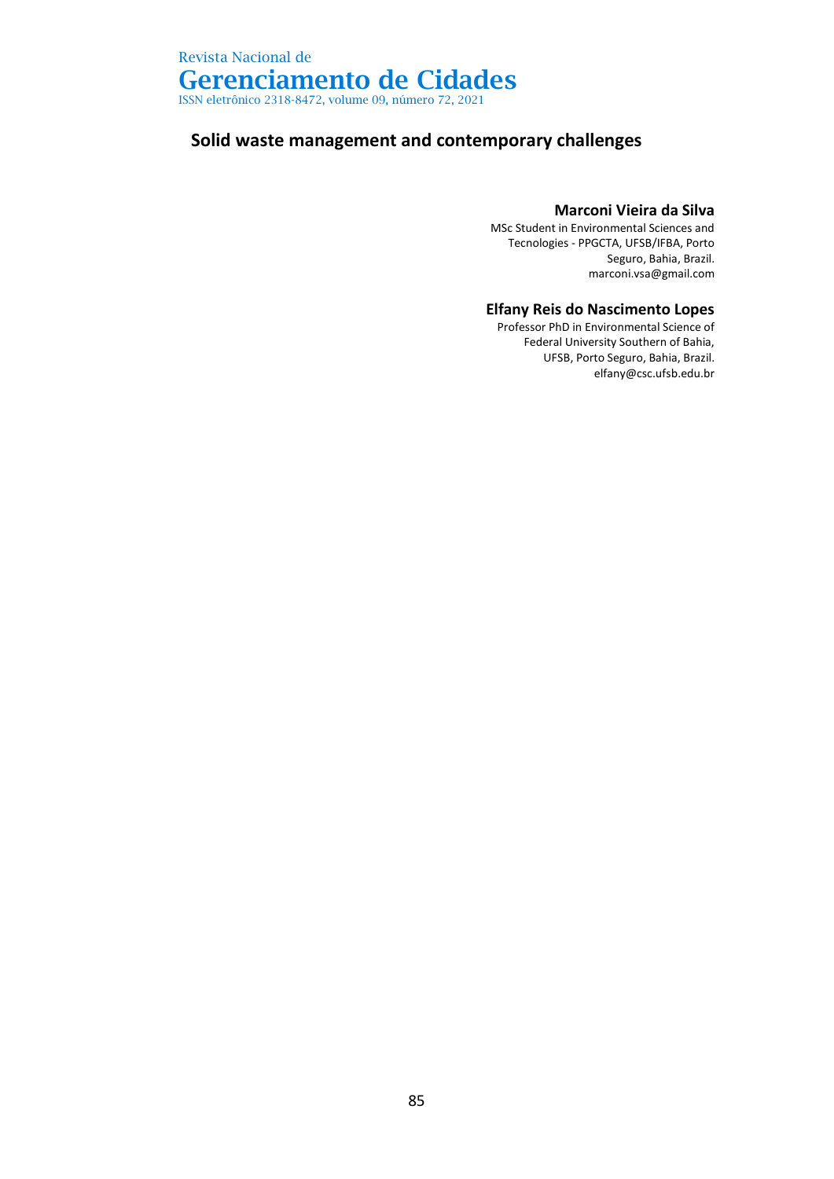# Solid waste management and contemporary challenges

**Marconi Vieira da Silva**
MSc Student in Environmental Sciences and Tecnologies - PPGCTA, UFSB/IFBA, Porto Seguro, Bahia, Brazil.
marconi.vsa@gmail.com

**Elfany Reis do Nascimento Lopes**
Professor PhD in Environmental Science of Federal University Southern of Bahia, UFSB, Porto Seguro, Bahia, Brazil.
elfany@csc.ufsb.edu.br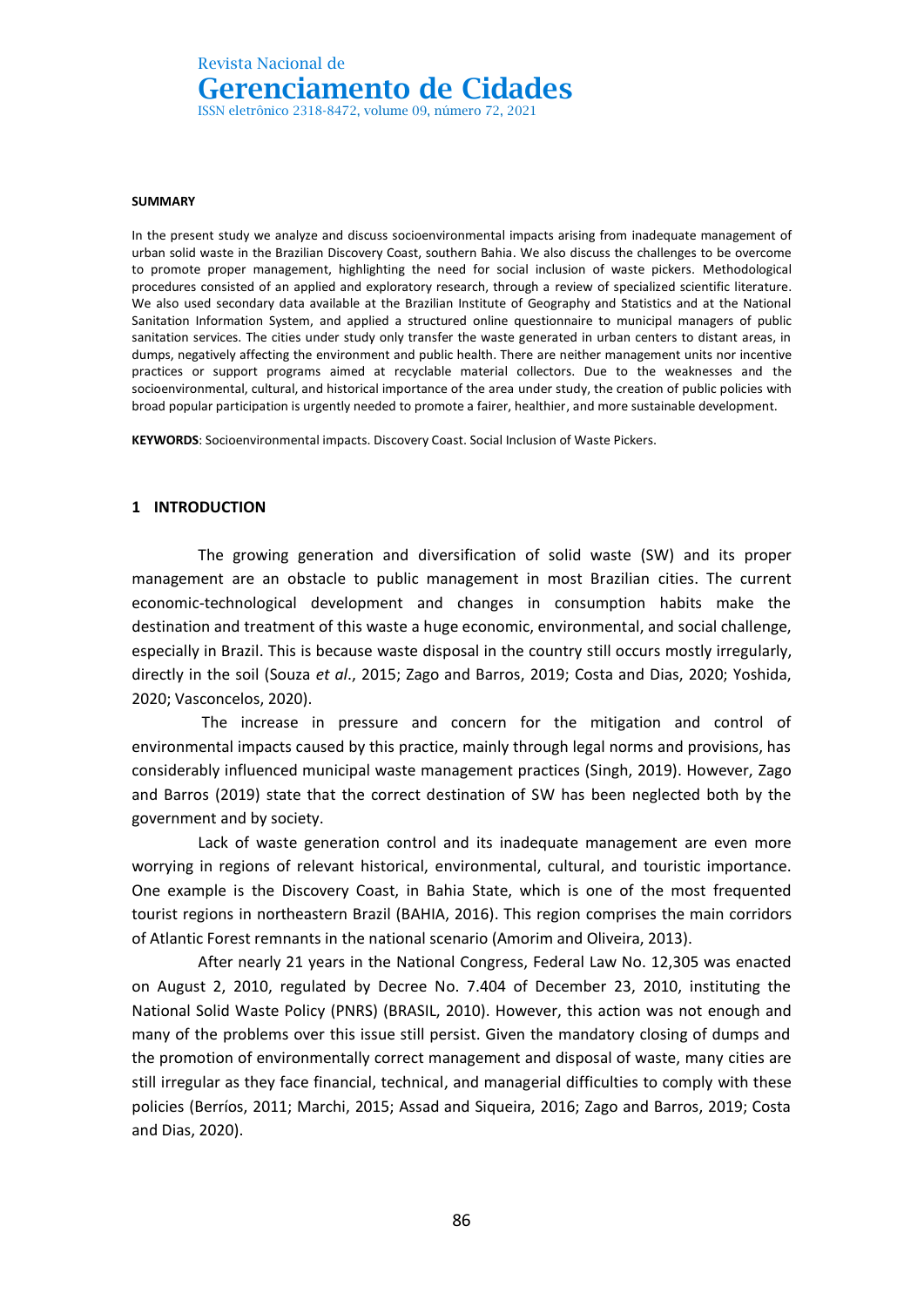**SUMMARY**

In the present study we analyze and discuss socioenvironmental impacts arising from inadequate management of urban solid waste in the Brazilian Discovery Coast, southern Bahia. We also discuss the challenges to be overcome to promote proper management, highlighting the need for social inclusion of waste pickers. Methodological procedures consisted of an applied and exploratory research, through a review of specialized scientific literature. We also used secondary data available at the Brazilian Institute of Geography and Statistics and at the National Sanitation Information System, and applied a structured online questionnaire to municipal managers of public sanitation services. The cities under study only transfer the waste generated in urban centers to distant areas, in dumps, negatively affecting the environment and public health. There are neither management units nor incentive practices or support programs aimed at recyclable material collectors. Due to the weaknesses and the socioenvironmental, cultural, and historical importance of the area under study, the creation of public policies with broad popular participation is urgently needed to promote a fairer, healthier, and more sustainable development.

**KEYWORDS**: Socioenvironmental impacts. Discovery Coast. Social Inclusion of Waste Pickers.

## 1 INTRODUCTION

The growing generation and diversification of solid waste (SW) and its proper management are an obstacle to public management in most Brazilian cities. The current economic-technological development and changes in consumption habits make the destination and treatment of this waste a huge economic, environmental, and social challenge, especially in Brazil. This is because waste disposal in the country still occurs mostly irregularly, directly in the soil (Souza *et al*., 2015; Zago and Barros, 2019; Costa and Dias, 2020; Yoshida, 2020; Vasconcelos, 2020).

The increase in pressure and concern for the mitigation and control of environmental impacts caused by this practice, mainly through legal norms and provisions, has considerably influenced municipal waste management practices (Singh, 2019). However, Zago and Barros (2019) state that the correct destination of SW has been neglected both by the government and by society.

Lack of waste generation control and its inadequate management are even more worrying in regions of relevant historical, environmental, cultural, and touristic importance. One example is the Discovery Coast, in Bahia State, which is one of the most frequented tourist regions in northeastern Brazil (BAHIA, 2016). This region comprises the main corridors of Atlantic Forest remnants in the national scenario (Amorim and Oliveira, 2013).

After nearly 21 years in the National Congress, Federal Law No. 12,305 was enacted on August 2, 2010, regulated by Decree No. 7.404 of December 23, 2010, instituting the National Solid Waste Policy (PNRS) (BRASIL, 2010). However, this action was not enough and many of the problems over this issue still persist. Given the mandatory closing of dumps and the promotion of environmentally correct management and disposal of waste, many cities are still irregular as they face financial, technical, and managerial difficulties to comply with these policies (Berríos, 2011; Marchi, 2015; Assad and Siqueira, 2016; Zago and Barros, 2019; Costa and Dias, 2020).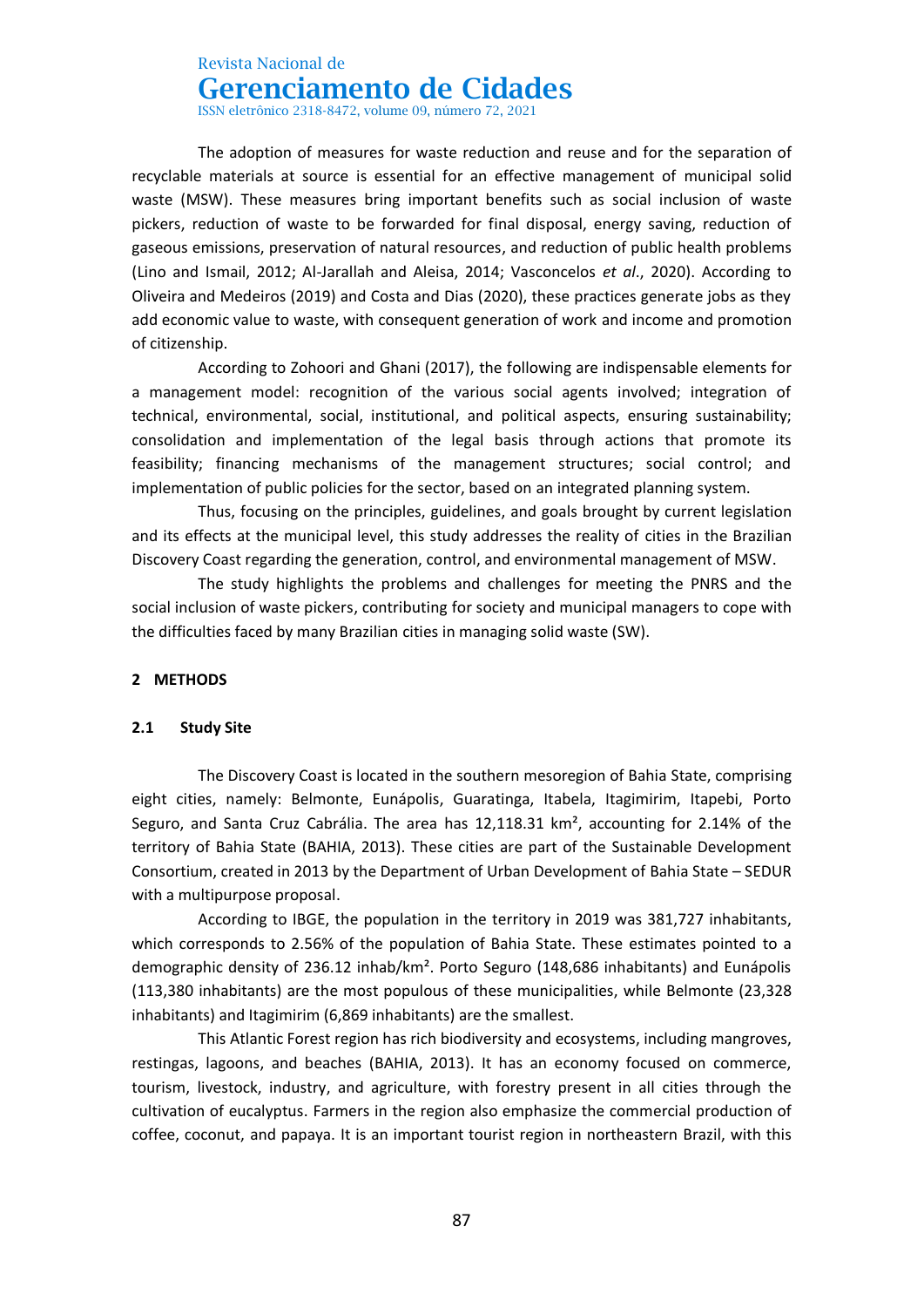The adoption of measures for waste reduction and reuse and for the separation of recyclable materials at source is essential for an effective management of municipal solid waste (MSW). These measures bring important benefits such as social inclusion of waste pickers, reduction of waste to be forwarded for final disposal, energy saving, reduction of gaseous emissions, preservation of natural resources, and reduction of public health problems (Lino and Ismail, 2012; Al-Jarallah and Aleisa, 2014; Vasconcelos *et al*., 2020). According to Oliveira and Medeiros (2019) and Costa and Dias (2020), these practices generate jobs as they add economic value to waste, with consequent generation of work and income and promotion of citizenship.

According to Zohoori and Ghani (2017), the following are indispensable elements for a management model: recognition of the various social agents involved; integration of technical, environmental, social, institutional, and political aspects, ensuring sustainability; consolidation and implementation of the legal basis through actions that promote its feasibility; financing mechanisms of the management structures; social control; and implementation of public policies for the sector, based on an integrated planning system.

Thus, focusing on the principles, guidelines, and goals brought by current legislation and its effects at the municipal level, this study addresses the reality of cities in the Brazilian Discovery Coast regarding the generation, control, and environmental management of MSW.

The study highlights the problems and challenges for meeting the PNRS and the social inclusion of waste pickers, contributing for society and municipal managers to cope with the difficulties faced by many Brazilian cities in managing solid waste (SW).

## 2 METHODS

### 2.1 Study Site

The Discovery Coast is located in the southern mesoregion of Bahia State, comprising eight cities, namely: Belmonte, Eunápolis, Guaratinga, Itabela, Itagimirim, Itapebi, Porto Seguro, and Santa Cruz Cabrália. The area has 12,118.31 km², accounting for 2.14% of the territory of Bahia State (BAHIA, 2013). These cities are part of the Sustainable Development Consortium, created in 2013 by the Department of Urban Development of Bahia State – SEDUR with a multipurpose proposal.

According to IBGE, the population in the territory in 2019 was 381,727 inhabitants, which corresponds to 2.56% of the population of Bahia State. These estimates pointed to a demographic density of 236.12 inhab/km². Porto Seguro (148,686 inhabitants) and Eunápolis (113,380 inhabitants) are the most populous of these municipalities, while Belmonte (23,328 inhabitants) and Itagimirim (6,869 inhabitants) are the smallest.

This Atlantic Forest region has rich biodiversity and ecosystems, including mangroves, restingas, lagoons, and beaches (BAHIA, 2013). It has an economy focused on commerce, tourism, livestock, industry, and agriculture, with forestry present in all cities through the cultivation of eucalyptus. Farmers in the region also emphasize the commercial production of coffee, coconut, and papaya. It is an important tourist region in northeastern Brazil, with this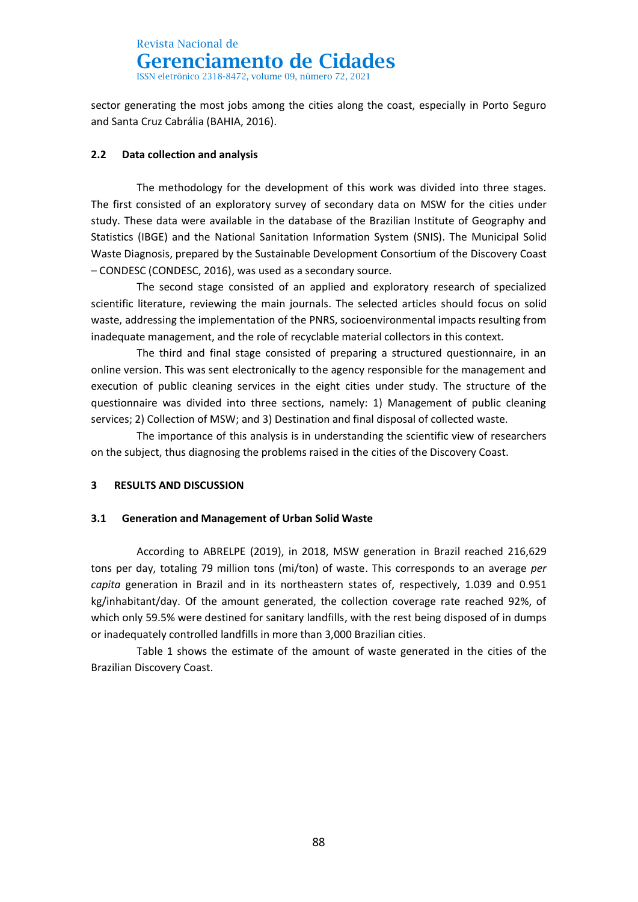sector generating the most jobs among the cities along the coast, especially in Porto Seguro and Santa Cruz Cabrália (BAHIA, 2016).

### 2.2 Data collection and analysis

The methodology for the development of this work was divided into three stages. The first consisted of an exploratory survey of secondary data on MSW for the cities under study. These data were available in the database of the Brazilian Institute of Geography and Statistics (IBGE) and the National Sanitation Information System (SNIS). The Municipal Solid Waste Diagnosis, prepared by the Sustainable Development Consortium of the Discovery Coast – CONDESC (CONDESC, 2016), was used as a secondary source.

The second stage consisted of an applied and exploratory research of specialized scientific literature, reviewing the main journals. The selected articles should focus on solid waste, addressing the implementation of the PNRS, socioenvironmental impacts resulting from inadequate management, and the role of recyclable material collectors in this context.

The third and final stage consisted of preparing a structured questionnaire, in an online version. This was sent electronically to the agency responsible for the management and execution of public cleaning services in the eight cities under study. The structure of the questionnaire was divided into three sections, namely: 1) Management of public cleaning services; 2) Collection of MSW; and 3) Destination and final disposal of collected waste.

The importance of this analysis is in understanding the scientific view of researchers on the subject, thus diagnosing the problems raised in the cities of the Discovery Coast.

## 3 RESULTS AND DISCUSSION

### 3.1 Generation and Management of Urban Solid Waste

According to ABRELPE (2019), in 2018, MSW generation in Brazil reached 216,629 tons per day, totaling 79 million tons (mi/ton) of waste. This corresponds to an average *per capita* generation in Brazil and in its northeastern states of, respectively, 1.039 and 0.951 kg/inhabitant/day. Of the amount generated, the collection coverage rate reached 92%, of which only 59.5% were destined for sanitary landfills, with the rest being disposed of in dumps or inadequately controlled landfills in more than 3,000 Brazilian cities.

Table 1 shows the estimate of the amount of waste generated in the cities of the Brazilian Discovery Coast.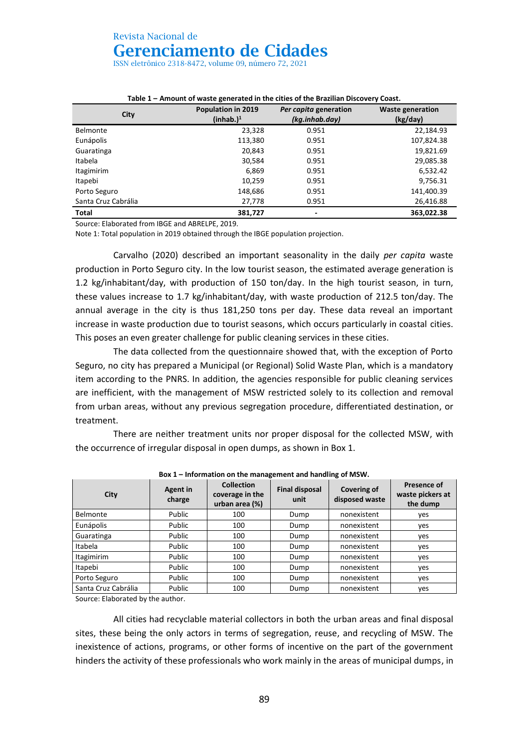**Table 1 – Amount of waste generated in the cities of the Brazilian Discovery Coast.**

| City | Population in 2019 (inhab.)[1] | *Per capita* generation (kg.inhab.day) | Waste generation (kg/day) |
|---|---|---|---|
| Belmonte | 23,328 | 0.951 | 22,184.93 |
| Eunápolis | 113,380 | 0.951 | 107,824.38 |
| Guaratinga | 20,843 | 0.951 | 19,821.69 |
| Itabela | 30,584 | 0.951 | 29,085.38 |
| Itagimirim | 6,869 | 0.951 | 6,532.42 |
| Itapebi | 10,259 | 0.951 | 9,756.31 |
| Porto Seguro | 148,686 | 0.951 | 141,400.39 |
| Santa Cruz Cabrália | 27,778 | 0.951 | 26,416.88 |
| **Total** | **381,727** | **-** | **363,022.38** |

Source: Elaborated from IBGE and ABRELPE, 2019.
Note 1: Total population in 2019 obtained through the IBGE population projection.

Carvalho (2020) described an important seasonality in the daily *per capita* waste production in Porto Seguro city. In the low tourist season, the estimated average generation is 1.2 kg/inhabitant/day, with production of 150 ton/day. In the high tourist season, in turn, these values increase to 1.7 kg/inhabitant/day, with waste production of 212.5 ton/day. The annual average in the city is thus 181,250 tons per day. These data reveal an important increase in waste production due to tourist seasons, which occurs particularly in coastal cities. This poses an even greater challenge for public cleaning services in these cities.

The data collected from the questionnaire showed that, with the exception of Porto Seguro, no city has prepared a Municipal (or Regional) Solid Waste Plan, which is a mandatory item according to the PNRS. In addition, the agencies responsible for public cleaning services are inefficient, with the management of MSW restricted solely to its collection and removal from urban areas, without any previous segregation procedure, differentiated destination, or treatment.

There are neither treatment units nor proper disposal for the collected MSW, with the occurrence of irregular disposal in open dumps, as shown in Box 1.

**Box 1 – Information on the management and handling of MSW.**

| City | Agent in charge | Collection coverage in the urban area (%) | Final disposal unit | Covering of disposed waste | Presence of waste pickers at the dump |
|---|---|---|---|---|---|
| Belmonte | Public | 100 | Dump | nonexistent | yes |
| Eunápolis | Public | 100 | Dump | nonexistent | yes |
| Guaratinga | Public | 100 | Dump | nonexistent | yes |
| Itabela | Public | 100 | Dump | nonexistent | yes |
| Itagimirim | Public | 100 | Dump | nonexistent | yes |
| Itapebi | Public | 100 | Dump | nonexistent | yes |
| Porto Seguro | Public | 100 | Dump | nonexistent | yes |
| Santa Cruz Cabrália | Public | 100 | Dump | nonexistent | yes |

Source: Elaborated by the author.

All cities had recyclable material collectors in both the urban areas and final disposal sites, these being the only actors in terms of segregation, reuse, and recycling of MSW. The inexistence of actions, programs, or other forms of incentive on the part of the government hinders the activity of these professionals who work mainly in the areas of municipal dumps, in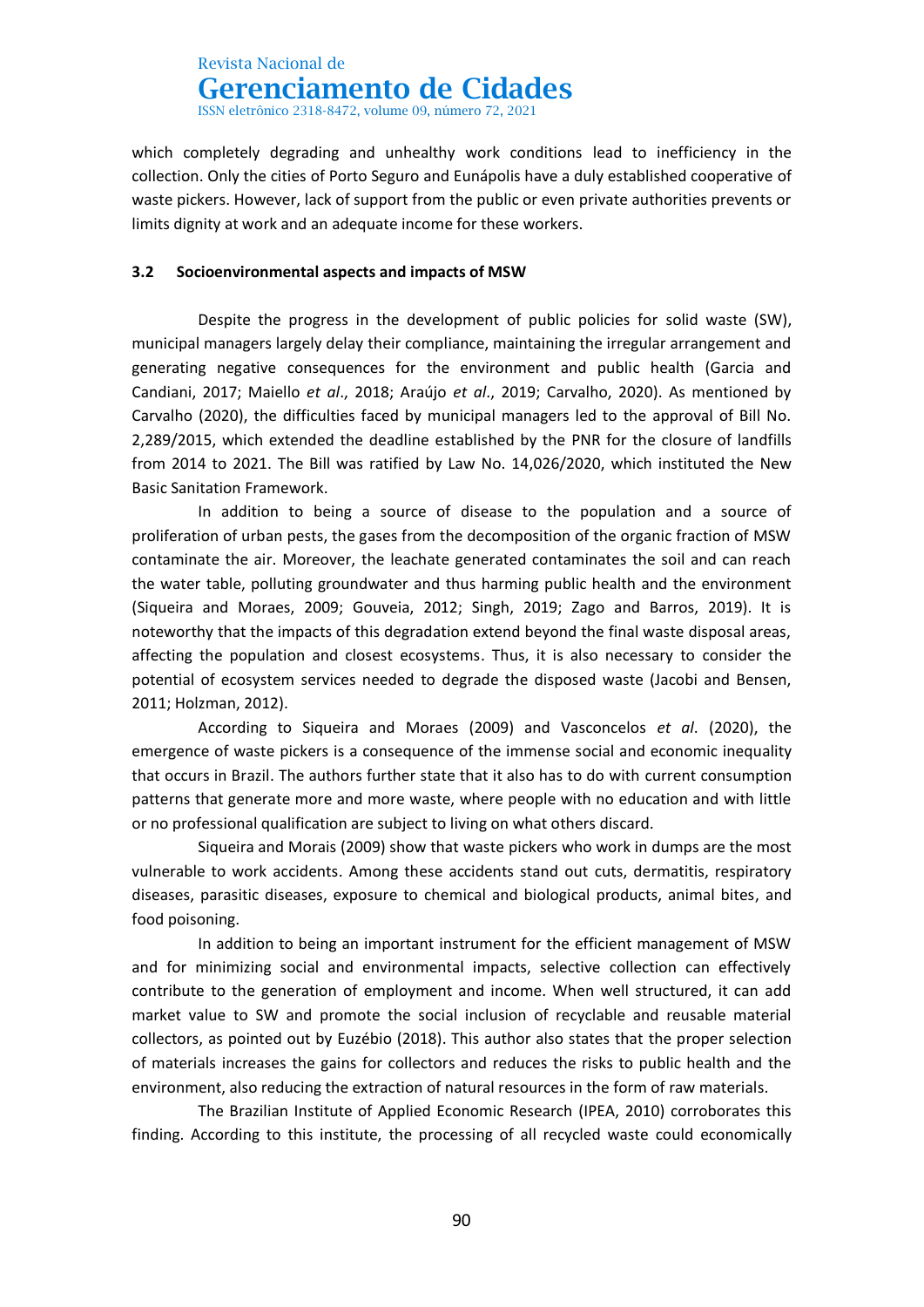which completely degrading and unhealthy work conditions lead to inefficiency in the collection. Only the cities of Porto Seguro and Eunápolis have a duly established cooperative of waste pickers. However, lack of support from the public or even private authorities prevents or limits dignity at work and an adequate income for these workers.

### 3.2 Socioenvironmental aspects and impacts of MSW

Despite the progress in the development of public policies for solid waste (SW), municipal managers largely delay their compliance, maintaining the irregular arrangement and generating negative consequences for the environment and public health (Garcia and Candiani, 2017; Maiello *et al*., 2018; Araújo *et al*., 2019; Carvalho, 2020). As mentioned by Carvalho (2020), the difficulties faced by municipal managers led to the approval of Bill No. 2,289/2015, which extended the deadline established by the PNR for the closure of landfills from 2014 to 2021. The Bill was ratified by Law No. 14,026/2020, which instituted the New Basic Sanitation Framework.

In addition to being a source of disease to the population and a source of proliferation of urban pests, the gases from the decomposition of the organic fraction of MSW contaminate the air. Moreover, the leachate generated contaminates the soil and can reach the water table, polluting groundwater and thus harming public health and the environment (Siqueira and Moraes, 2009; Gouveia, 2012; Singh, 2019; Zago and Barros, 2019). It is noteworthy that the impacts of this degradation extend beyond the final waste disposal areas, affecting the population and closest ecosystems. Thus, it is also necessary to consider the potential of ecosystem services needed to degrade the disposed waste (Jacobi and Bensen, 2011; Holzman, 2012).

According to Siqueira and Moraes (2009) and Vasconcelos *et al*. (2020), the emergence of waste pickers is a consequence of the immense social and economic inequality that occurs in Brazil. The authors further state that it also has to do with current consumption patterns that generate more and more waste, where people with no education and with little or no professional qualification are subject to living on what others discard.

Siqueira and Morais (2009) show that waste pickers who work in dumps are the most vulnerable to work accidents. Among these accidents stand out cuts, dermatitis, respiratory diseases, parasitic diseases, exposure to chemical and biological products, animal bites, and food poisoning.

In addition to being an important instrument for the efficient management of MSW and for minimizing social and environmental impacts, selective collection can effectively contribute to the generation of employment and income. When well structured, it can add market value to SW and promote the social inclusion of recyclable and reusable material collectors, as pointed out by Euzébio (2018). This author also states that the proper selection of materials increases the gains for collectors and reduces the risks to public health and the environment, also reducing the extraction of natural resources in the form of raw materials.

The Brazilian Institute of Applied Economic Research (IPEA, 2010) corroborates this finding. According to this institute, the processing of all recycled waste could economically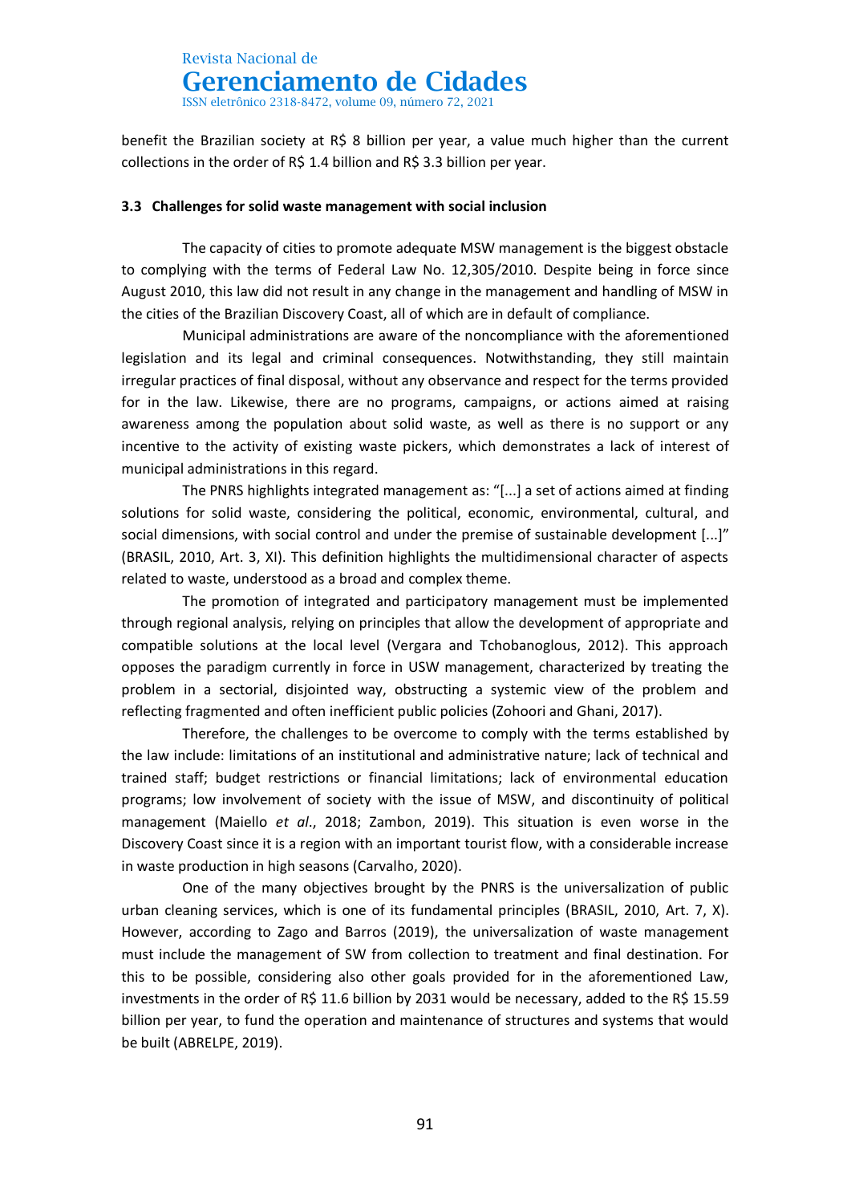benefit the Brazilian society at R$ 8 billion per year, a value much higher than the current collections in the order of R$ 1.4 billion and R$ 3.3 billion per year.

### 3.3 Challenges for solid waste management with social inclusion

The capacity of cities to promote adequate MSW management is the biggest obstacle to complying with the terms of Federal Law No. 12,305/2010. Despite being in force since August 2010, this law did not result in any change in the management and handling of MSW in the cities of the Brazilian Discovery Coast, all of which are in default of compliance.

Municipal administrations are aware of the noncompliance with the aforementioned legislation and its legal and criminal consequences. Notwithstanding, they still maintain irregular practices of final disposal, without any observance and respect for the terms provided for in the law. Likewise, there are no programs, campaigns, or actions aimed at raising awareness among the population about solid waste, as well as there is no support or any incentive to the activity of existing waste pickers, which demonstrates a lack of interest of municipal administrations in this regard.

The PNRS highlights integrated management as: "[...] a set of actions aimed at finding solutions for solid waste, considering the political, economic, environmental, cultural, and social dimensions, with social control and under the premise of sustainable development [...]" (BRASIL, 2010, Art. 3, XI). This definition highlights the multidimensional character of aspects related to waste, understood as a broad and complex theme.

The promotion of integrated and participatory management must be implemented through regional analysis, relying on principles that allow the development of appropriate and compatible solutions at the local level (Vergara and Tchobanoglous, 2012). This approach opposes the paradigm currently in force in USW management, characterized by treating the problem in a sectorial, disjointed way, obstructing a systemic view of the problem and reflecting fragmented and often inefficient public policies (Zohoori and Ghani, 2017).

Therefore, the challenges to be overcome to comply with the terms established by the law include: limitations of an institutional and administrative nature; lack of technical and trained staff; budget restrictions or financial limitations; lack of environmental education programs; low involvement of society with the issue of MSW, and discontinuity of political management (Maiello *et al.*, 2018; Zambon, 2019). This situation is even worse in the Discovery Coast since it is a region with an important tourist flow, with a considerable increase in waste production in high seasons (Carvalho, 2020).

One of the many objectives brought by the PNRS is the universalization of public urban cleaning services, which is one of its fundamental principles (BRASIL, 2010, Art. 7, X). However, according to Zago and Barros (2019), the universalization of waste management must include the management of SW from collection to treatment and final destination. For this to be possible, considering also other goals provided for in the aforementioned Law, investments in the order of R$ 11.6 billion by 2031 would be necessary, added to the R$ 15.59 billion per year, to fund the operation and maintenance of structures and systems that would be built (ABRELPE, 2019).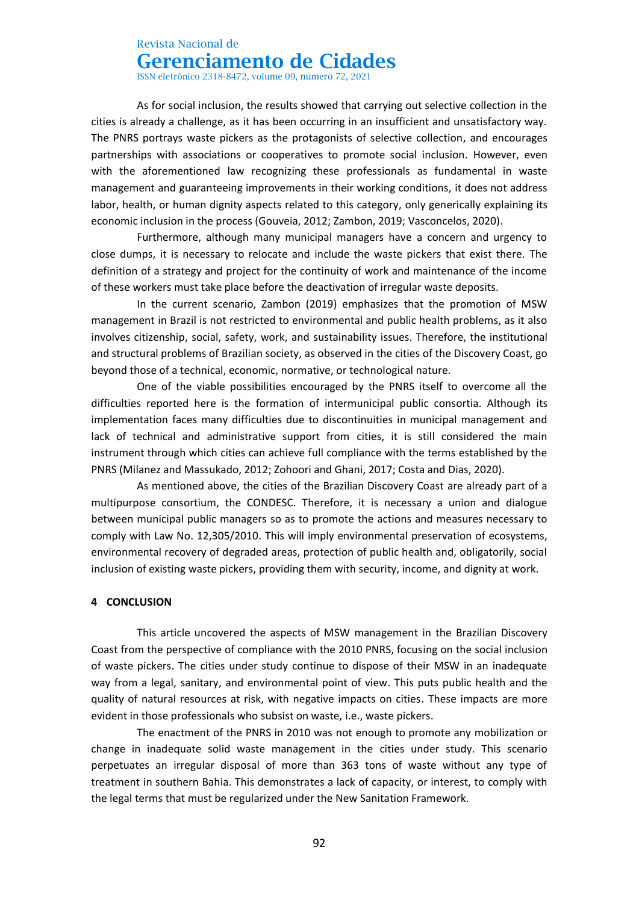As for social inclusion, the results showed that carrying out selective collection in the cities is already a challenge, as it has been occurring in an insufficient and unsatisfactory way. The PNRS portrays waste pickers as the protagonists of selective collection, and encourages partnerships with associations or cooperatives to promote social inclusion. However, even with the aforementioned law recognizing these professionals as fundamental in waste management and guaranteeing improvements in their working conditions, it does not address labor, health, or human dignity aspects related to this category, only generically explaining its economic inclusion in the process (Gouveia, 2012; Zambon, 2019; Vasconcelos, 2020).

Furthermore, although many municipal managers have a concern and urgency to close dumps, it is necessary to relocate and include the waste pickers that exist there. The definition of a strategy and project for the continuity of work and maintenance of the income of these workers must take place before the deactivation of irregular waste deposits.

In the current scenario, Zambon (2019) emphasizes that the promotion of MSW management in Brazil is not restricted to environmental and public health problems, as it also involves citizenship, social, safety, work, and sustainability issues. Therefore, the institutional and structural problems of Brazilian society, as observed in the cities of the Discovery Coast, go beyond those of a technical, economic, normative, or technological nature.

One of the viable possibilities encouraged by the PNRS itself to overcome all the difficulties reported here is the formation of intermunicipal public consortia. Although its implementation faces many difficulties due to discontinuities in municipal management and lack of technical and administrative support from cities, it is still considered the main instrument through which cities can achieve full compliance with the terms established by the PNRS (Milanez and Massukado, 2012; Zohoori and Ghani, 2017; Costa and Dias, 2020).

As mentioned above, the cities of the Brazilian Discovery Coast are already part of a multipurpose consortium, the CONDESC. Therefore, it is necessary a union and dialogue between municipal public managers so as to promote the actions and measures necessary to comply with Law No. 12,305/2010. This will imply environmental preservation of ecosystems, environmental recovery of degraded areas, protection of public health and, obligatorily, social inclusion of existing waste pickers, providing them with security, income, and dignity at work.

## 4 CONCLUSION

This article uncovered the aspects of MSW management in the Brazilian Discovery Coast from the perspective of compliance with the 2010 PNRS, focusing on the social inclusion of waste pickers. The cities under study continue to dispose of their MSW in an inadequate way from a legal, sanitary, and environmental point of view. This puts public health and the quality of natural resources at risk, with negative impacts on cities. These impacts are more evident in those professionals who subsist on waste, i.e., waste pickers.

The enactment of the PNRS in 2010 was not enough to promote any mobilization or change in inadequate solid waste management in the cities under study. This scenario perpetuates an irregular disposal of more than 363 tons of waste without any type of treatment in southern Bahia. This demonstrates a lack of capacity, or interest, to comply with the legal terms that must be regularized under the New Sanitation Framework.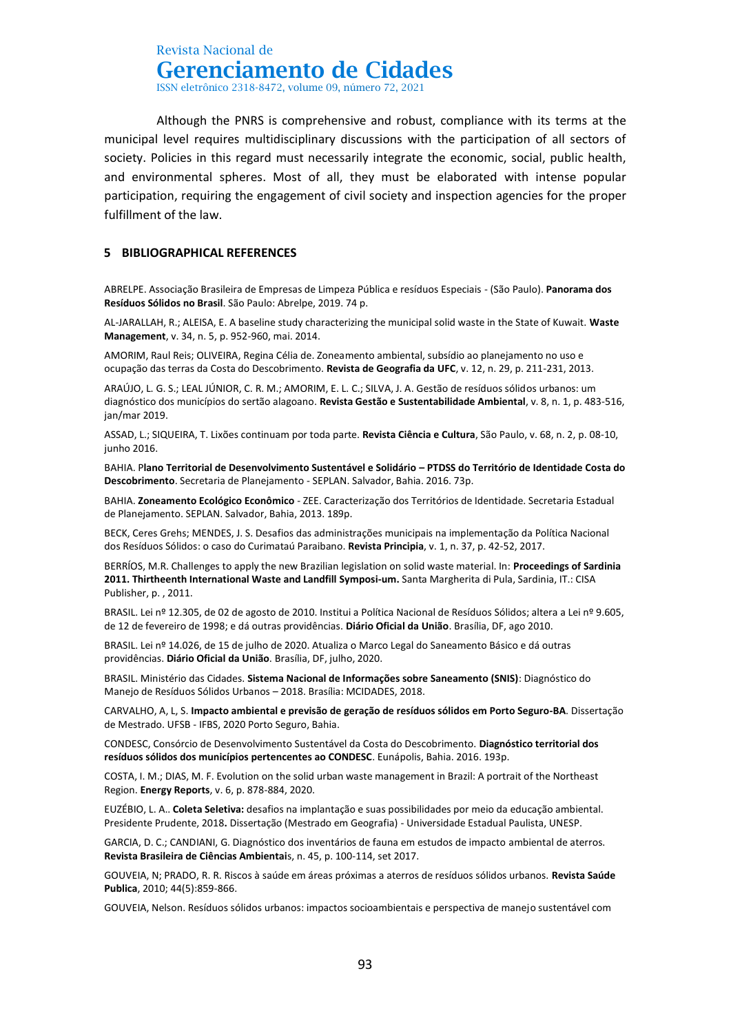Although the PNRS is comprehensive and robust, compliance with its terms at the municipal level requires multidisciplinary discussions with the participation of all sectors of society. Policies in this regard must necessarily integrate the economic, social, public health, and environmental spheres. Most of all, they must be elaborated with intense popular participation, requiring the engagement of civil society and inspection agencies for the proper fulfillment of the law.

## 5 BIBLIOGRAPHICAL REFERENCES

ABRELPE. Associação Brasileira de Empresas de Limpeza Pública e resíduos Especiais - (São Paulo). **Panorama dos Resíduos Sólidos no Brasil**. São Paulo: Abrelpe, 2019. 74 p.

AL-JARALLAH, R.; ALEISA, E. A baseline study characterizing the municipal solid waste in the State of Kuwait. **Waste Management**, v. 34, n. 5, p. 952-960, mai. 2014.

AMORIM, Raul Reis; OLIVEIRA, Regina Célia de. Zoneamento ambiental, subsídio ao planejamento no uso e ocupação das terras da Costa do Descobrimento. **Revista de Geografia da UFC**, v. 12, n. 29, p. 211-231, 2013.

ARAÚJO, L. G. S.; LEAL JÚNIOR, C. R. M.; AMORIM, E. L. C.; SILVA, J. A. Gestão de resíduos sólidos urbanos: um diagnóstico dos municípios do sertão alagoano. **Revista Gestão e Sustentabilidade Ambiental**, v. 8, n. 1, p. 483-516, jan/mar 2019.

ASSAD, L.; SIQUEIRA, T. Lixões continuam por toda parte. **Revista Ciência e Cultura**, São Paulo, v. 68, n. 2, p. 08-10, junho 2016.

BAHIA. P**lano Territorial de Desenvolvimento Sustentável e Solidário – PTDSS do Território de Identidade Costa do Descobrimento**. Secretaria de Planejamento - SEPLAN. Salvador, Bahia. 2016. 73p.

BAHIA. **Zoneamento Ecológico Econômico** - ZEE. Caracterização dos Territórios de Identidade. Secretaria Estadual de Planejamento. SEPLAN. Salvador, Bahia, 2013. 189p.

BECK, Ceres Grehs; MENDES, J. S. Desafios das administrações municipais na implementação da Política Nacional dos Resíduos Sólidos: o caso do Curimataú Paraibano. **Revista Principia**, v. 1, n. 37, p. 42-52, 2017.

BERRÍOS, M.R. Challenges to apply the new Brazilian legislation on solid waste material. In: **Proceedings of Sardinia 2011. Thirtheenth International Waste and Landfill Symposi-um.** Santa Margherita di Pula, Sardinia, IT.: CISA Publisher, p. , 2011.

BRASIL. Lei nº 12.305, de 02 de agosto de 2010. Institui a Política Nacional de Resíduos Sólidos; altera a Lei nº 9.605, de 12 de fevereiro de 1998; e dá outras providências. **Diário Oficial da União**. Brasília, DF, ago 2010.

BRASIL. Lei nº 14.026, de 15 de julho de 2020. Atualiza o Marco Legal do Saneamento Básico e dá outras providências. **Diário Oficial da União**. Brasília, DF, julho, 2020.

BRASIL. Ministério das Cidades. **Sistema Nacional de Informações sobre Saneamento (SNIS)**: Diagnóstico do Manejo de Resíduos Sólidos Urbanos – 2018. Brasília: MCIDADES, 2018.

CARVALHO, A, L, S. **Impacto ambiental e previsão de geração de resíduos sólidos em Porto Seguro-BA**. Dissertação de Mestrado. UFSB - IFBS, 2020 Porto Seguro, Bahia.

CONDESC, Consórcio de Desenvolvimento Sustentável da Costa do Descobrimento. **Diagnóstico territorial dos resíduos sólidos dos municípios pertencentes ao CONDESC**. Eunápolis, Bahia. 2016. 193p.

COSTA, I. M.; DIAS, M. F. Evolution on the solid urban waste management in Brazil: A portrait of the Northeast Region. **Energy Reports**, v. 6, p. 878-884, 2020.

EUZÉBIO, L. A.. **Coleta Seletiva:** desafios na implantação e suas possibilidades por meio da educação ambiental. Presidente Prudente, 2018**.** Dissertação (Mestrado em Geografia) - Universidade Estadual Paulista, UNESP.

GARCIA, D. C.; CANDIANI, G. Diagnóstico dos inventários de fauna em estudos de impacto ambiental de aterros. **Revista Brasileira de Ciências Ambientai**s, n. 45, p. 100-114, set 2017.

GOUVEIA, N; PRADO, R. R. Riscos à saúde em áreas próximas a aterros de resíduos sólidos urbanos. **Revista Saúde Publica**, 2010; 44(5):859-866.

GOUVEIA, Nelson. Resíduos sólidos urbanos: impactos socioambientais e perspectiva de manejo sustentável com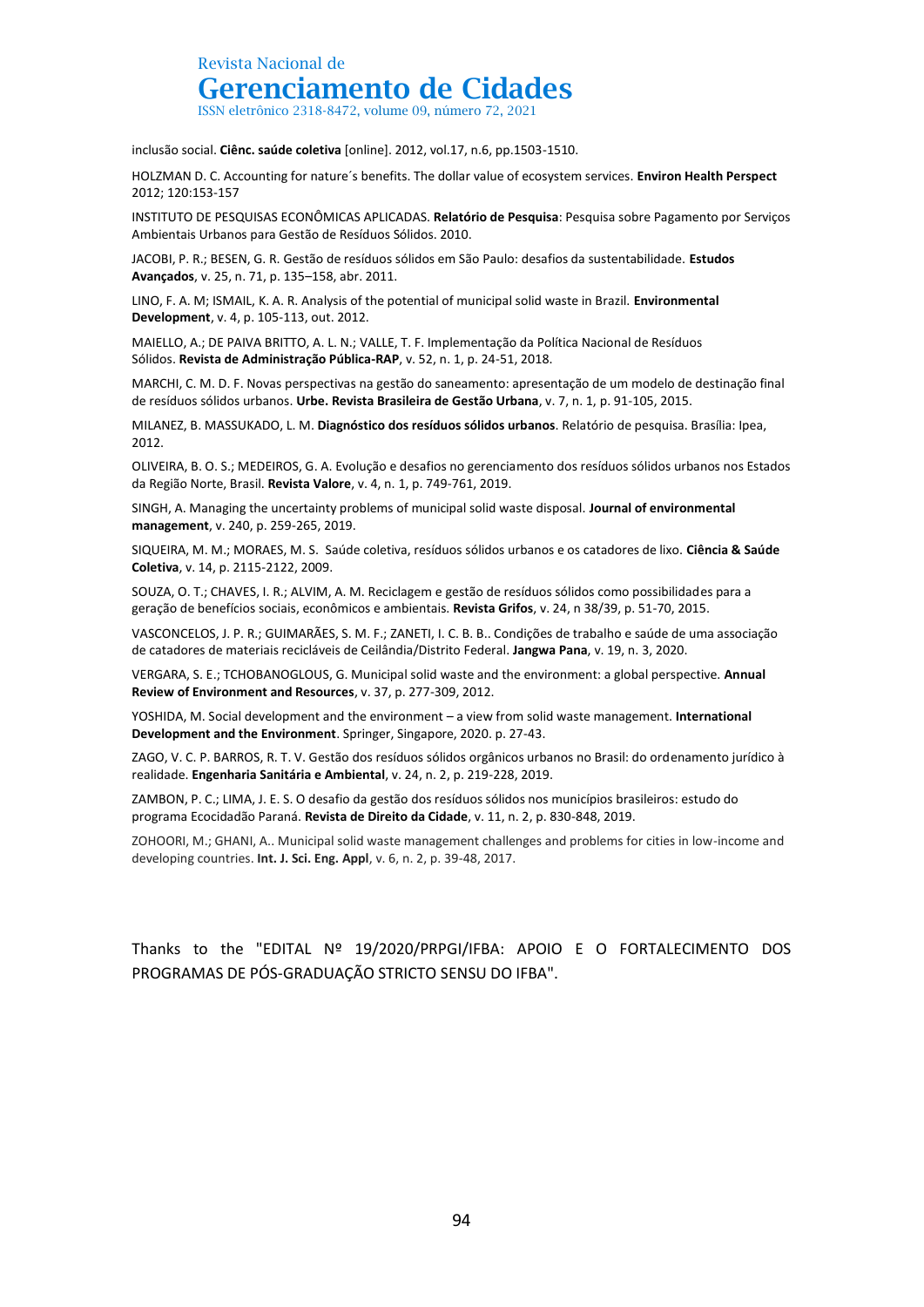inclusão social. **Ciênc. saúde coletiva** [online]. 2012, vol.17, n.6, pp.1503-1510.

HOLZMAN D. C. Accounting for nature´s benefits. The dollar value of ecosystem services. **Environ Health Perspect** 2012; 120:153-157

INSTITUTO DE PESQUISAS ECONÔMICAS APLICADAS. **Relatório de Pesquisa**: Pesquisa sobre Pagamento por Serviços Ambientais Urbanos para Gestão de Resíduos Sólidos. 2010.

JACOBI, P. R.; BESEN, G. R. Gestão de resíduos sólidos em São Paulo: desafios da sustentabilidade. **Estudos Avançados**, v. 25, n. 71, p. 135–158, abr. 2011.

LINO, F. A. M; ISMAIL, K. A. R. Analysis of the potential of municipal solid waste in Brazil. **Environmental Development**, v. 4, p. 105-113, out. 2012.

MAIELLO, A.; DE PAIVA BRITTO, A. L. N.; VALLE, T. F. Implementação da Política Nacional de Resíduos Sólidos. **Revista de Administração Pública-RAP**, v. 52, n. 1, p. 24-51, 2018.

MARCHI, C. M. D. F. Novas perspectivas na gestão do saneamento: apresentação de um modelo de destinação final de resíduos sólidos urbanos. **Urbe. Revista Brasileira de Gestão Urbana**, v. 7, n. 1, p. 91-105, 2015.

MILANEZ, B. MASSUKADO, L. M. **Diagnóstico dos resíduos sólidos urbanos**. Relatório de pesquisa. Brasília: Ipea, 2012.

OLIVEIRA, B. O. S.; MEDEIROS, G. A. Evolução e desafios no gerenciamento dos resíduos sólidos urbanos nos Estados da Região Norte, Brasil. **Revista Valore**, v. 4, n. 1, p. 749-761, 2019.

SINGH, A. Managing the uncertainty problems of municipal solid waste disposal. **Journal of environmental management**, v. 240, p. 259-265, 2019.

SIQUEIRA, M. M.; MORAES, M. S. Saúde coletiva, resíduos sólidos urbanos e os catadores de lixo. **Ciência & Saúde Coletiva**, v. 14, p. 2115-2122, 2009.

SOUZA, O. T.; CHAVES, I. R.; ALVIM, A. M. Reciclagem e gestão de resíduos sólidos como possibilidades para a geração de benefícios sociais, econômicos e ambientais. **Revista Grifos**, v. 24, n 38/39, p. 51-70, 2015.

VASCONCELOS, J. P. R.; GUIMARÃES, S. M. F.; ZANETI, I. C. B. B.. Condições de trabalho e saúde de uma associação de catadores de materiais recicláveis de Ceilândia/Distrito Federal. **Jangwa Pana**, v. 19, n. 3, 2020.

VERGARA, S. E.; TCHOBANOGLOUS, G. Municipal solid waste and the environment: a global perspective. **Annual Review of Environment and Resources**, v. 37, p. 277-309, 2012.

YOSHIDA, M. Social development and the environment – a view from solid waste management. **International Development and the Environment**. Springer, Singapore, 2020. p. 27-43.

ZAGO, V. C. P. BARROS, R. T. V. Gestão dos resíduos sólidos orgânicos urbanos no Brasil: do ordenamento jurídico à realidade. **Engenharia Sanitária e Ambiental**, v. 24, n. 2, p. 219-228, 2019.

ZAMBON, P. C.; LIMA, J. E. S. O desafio da gestão dos resíduos sólidos nos municípios brasileiros: estudo do programa Ecocidadão Paraná. **Revista de Direito da Cidade**, v. 11, n. 2, p. 830-848, 2019.

ZOHOORI, M.; GHANI, A.. Municipal solid waste management challenges and problems for cities in low-income and developing countries. **Int. J. Sci. Eng. Appl**, v. 6, n. 2, p. 39-48, 2017.

Thanks to the "EDITAL Nº 19/2020/PRPGI/IFBA: APOIO E O FORTALECIMENTO DOS PROGRAMAS DE PÓS-GRADUAÇÃO STRICTO SENSU DO IFBA".